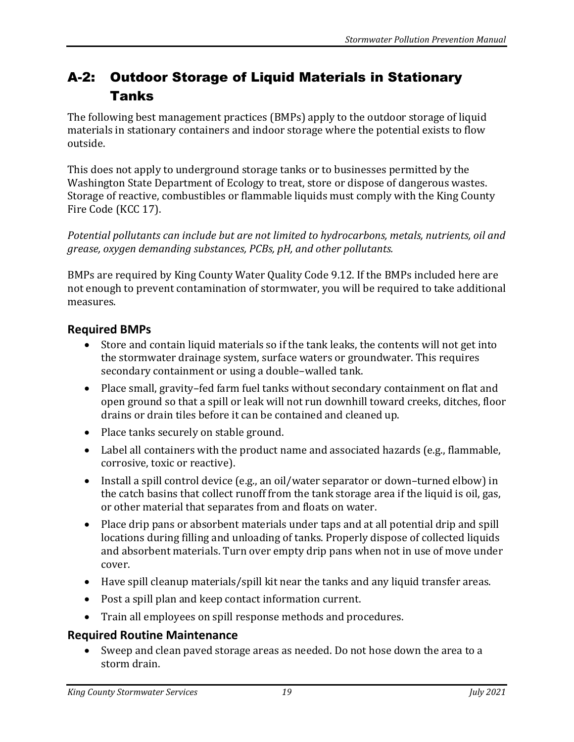# A-2: Outdoor Storage of Liquid Materials in Stationary Tanks

The following best management practices (BMPs) apply to the outdoor storage of liquid materials in stationary containers and indoor storage where the potential exists to flow outside.

This does not apply to underground storage tanks or to businesses permitted by the Washington State Department of Ecology to treat, store or dispose of dangerous wastes. Storage of reactive, combustibles or flammable liquids must comply with the King County Fire Code (KCC 17).

*Potential pollutants can include but are not limited to hydrocarbons, metals, nutrients, oil and grease, oxygen demanding substances, PCBs, pH, and other pollutants.*

BMPs are required by King County Water Quality Code 9.12. If the BMPs included here are not enough to prevent contamination of stormwater, you will be required to take additional measures.

## Required BMPs

- Store and contain liquid materials so if the tank leaks, the contents will not get into the stormwater drainage system, surface waters or groundwater. This requires secondary containment or using a double–walled tank.
- Place small, gravity–fed farm fuel tanks without secondary containment on flat and open ground so that a spill or leak will not run downhill toward creeks, ditches, floor drains or drain tiles before it can be contained and cleaned up.
- Place tanks securely on stable ground.
- Label all containers with the product name and associated hazards (e.g., flammable, corrosive, toxic or reactive).
- Install a spill control device (e.g., an oil/water separator or down–turned elbow) in the catch basins that collect runoff from the tank storage area if the liquid is oil, gas, or other material that separates from and floats on water.
- Place drip pans or absorbent materials under taps and at all potential drip and spill locations during filling and unloading of tanks. Properly dispose of collected liquids and absorbent materials. Turn over empty drip pans when not in use of move under cover.
- Have spill cleanup materials/spill kit near the tanks and any liquid transfer areas.
- Post a spill plan and keep contact information current.
- Train all employees on spill response methods and procedures.

## Required Routine Maintenance

- Sweep and clean paved storage areas as needed. Do not hose down the area to a storm drain.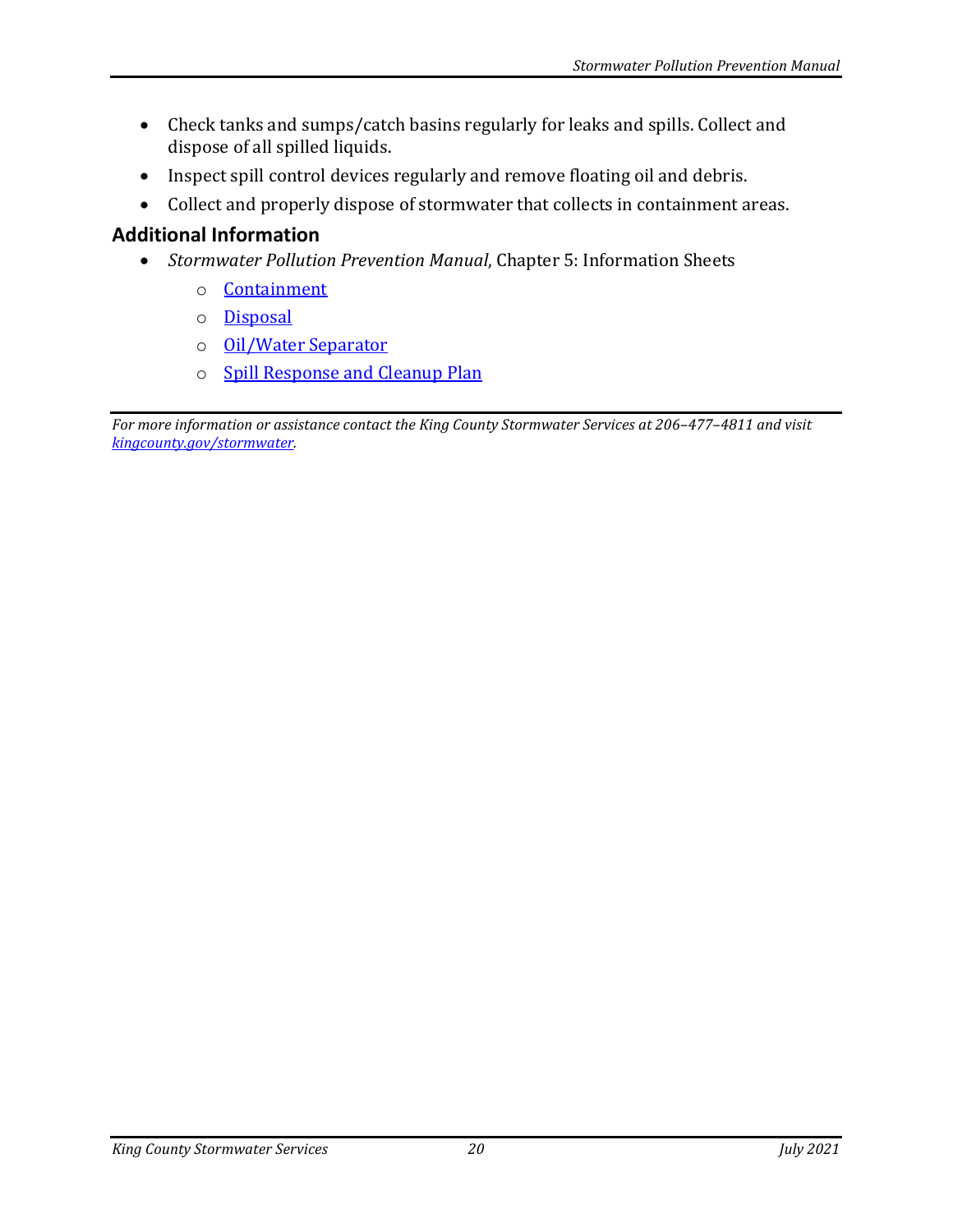- Check tanks and sumps/catch basins regularly for leaks and spills. Collect and dispose of all spilled liquids.
- Inspect spill control devices regularly and remove floating oil and debris.
- Collect and properly dispose of stormwater that collects in containment areas.

## Additional Information

- *Stormwater Pollution Prevention Manual*, Chapter 5: Information Sheets
  - Containment
  - Disposal
  - Oil/Water Separator
  - Spill Response and Cleanup Plan

*For more information or assistance contact the King County Stormwater Services at 206–477–4811 and visit kingcounty.gov/stormwater.*